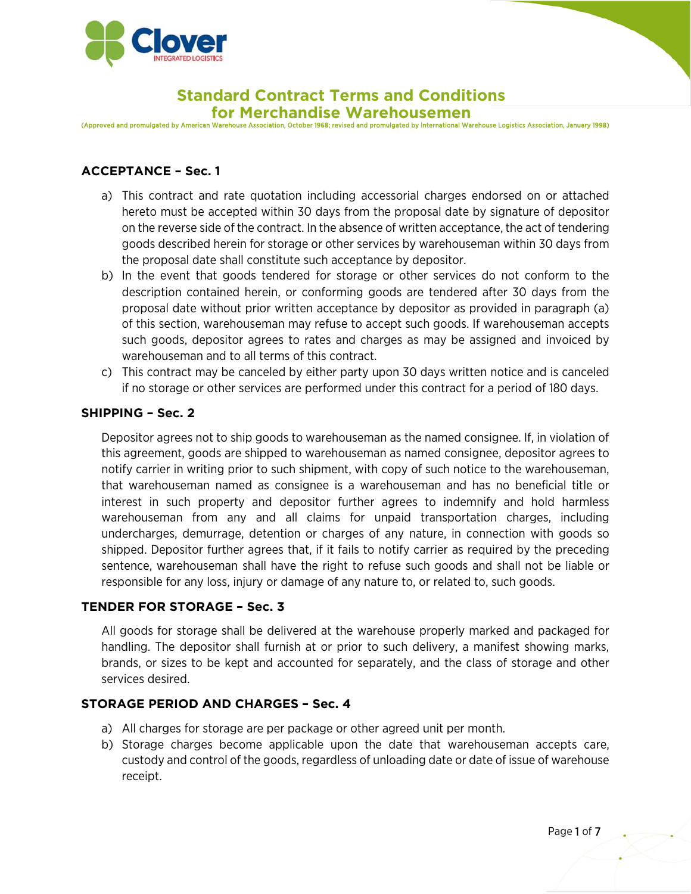Clover
INTEGRATED LOGISTICS

# Standard Contract Terms and Conditions for Merchandise Warehousemen

(Approved and promulgated by American Warehouse Association, October 1968; revised and promulgated by International Warehouse Logistics Association, January 1998)

## ACCEPTANCE – Sec. 1

a) This contract and rate quotation including accessorial charges endorsed on or attached hereto must be accepted within 30 days from the proposal date by signature of depositor on the reverse side of the contract. In the absence of written acceptance, the act of tendering goods described herein for storage or other services by warehouseman within 30 days from the proposal date shall constitute such acceptance by depositor.

b) In the event that goods tendered for storage or other services do not conform to the description contained herein, or conforming goods are tendered after 30 days from the proposal date without prior written acceptance by depositor as provided in paragraph (a) of this section, warehouseman may refuse to accept such goods. If warehouseman accepts such goods, depositor agrees to rates and charges as may be assigned and invoiced by warehouseman and to all terms of this contract.

c) This contract may be canceled by either party upon 30 days written notice and is canceled if no storage or other services are performed under this contract for a period of 180 days.

## SHIPPING – Sec. 2

Depositor agrees not to ship goods to warehouseman as the named consignee. If, in violation of this agreement, goods are shipped to warehouseman as named consignee, depositor agrees to notify carrier in writing prior to such shipment, with copy of such notice to the warehouseman, that warehouseman named as consignee is a warehouseman and has no beneficial title or interest in such property and depositor further agrees to indemnify and hold harmless warehouseman from any and all claims for unpaid transportation charges, including undercharges, demurrage, detention or charges of any nature, in connection with goods so shipped. Depositor further agrees that, if it fails to notify carrier as required by the preceding sentence, warehouseman shall have the right to refuse such goods and shall not be liable or responsible for any loss, injury or damage of any nature to, or related to, such goods.

## TENDER FOR STORAGE – Sec. 3

All goods for storage shall be delivered at the warehouse properly marked and packaged for handling. The depositor shall furnish at or prior to such delivery, a manifest showing marks, brands, or sizes to be kept and accounted for separately, and the class of storage and other services desired.

## STORAGE PERIOD AND CHARGES – Sec. 4

a) All charges for storage are per package or other agreed unit per month.

b) Storage charges become applicable upon the date that warehouseman accepts care, custody and control of the goods, regardless of unloading date or date of issue of warehouse receipt.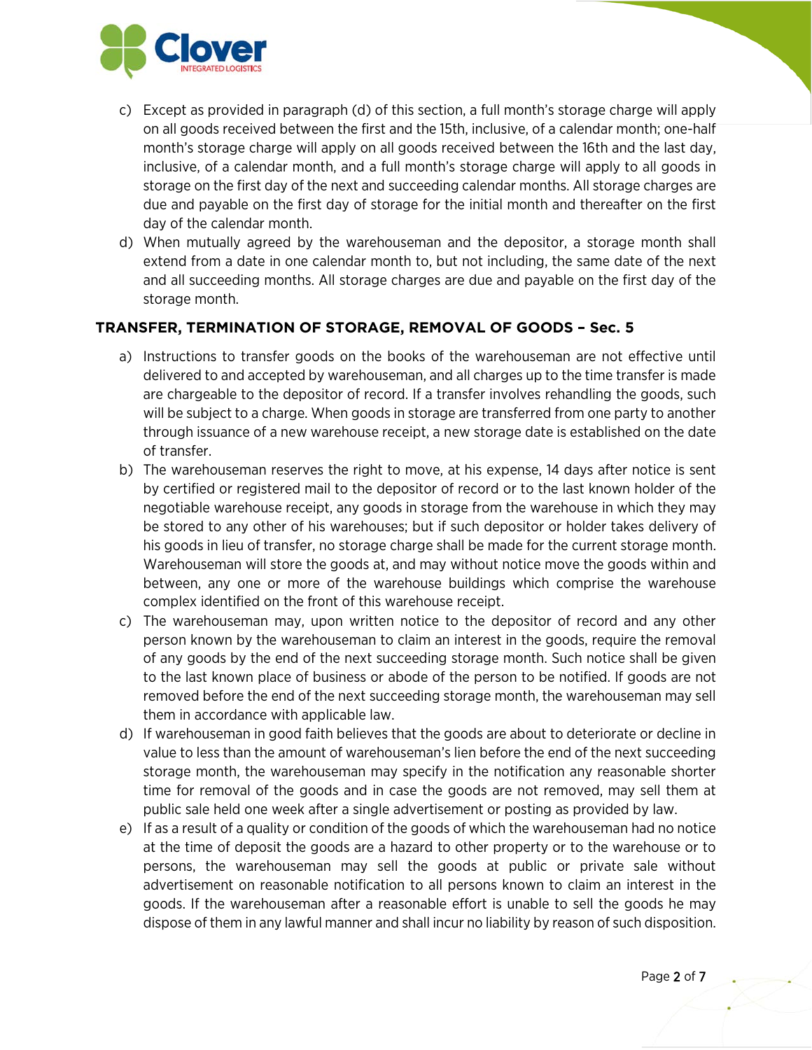c) Except as provided in paragraph (d) of this section, a full month's storage charge will apply on all goods received between the first and the 15th, inclusive, of a calendar month; one-half month's storage charge will apply on all goods received between the 16th and the last day, inclusive, of a calendar month, and a full month's storage charge will apply to all goods in storage on the first day of the next and succeeding calendar months. All storage charges are due and payable on the first day of storage for the initial month and thereafter on the first day of the calendar month.

d) When mutually agreed by the warehouseman and the depositor, a storage month shall extend from a date in one calendar month to, but not including, the same date of the next and all succeeding months. All storage charges are due and payable on the first day of the storage month.

## TRANSFER, TERMINATION OF STORAGE, REMOVAL OF GOODS – Sec. 5

a) Instructions to transfer goods on the books of the warehouseman are not effective until delivered to and accepted by warehouseman, and all charges up to the time transfer is made are chargeable to the depositor of record. If a transfer involves rehandling the goods, such will be subject to a charge. When goods in storage are transferred from one party to another through issuance of a new warehouse receipt, a new storage date is established on the date of transfer.

b) The warehouseman reserves the right to move, at his expense, 14 days after notice is sent by certified or registered mail to the depositor of record or to the last known holder of the negotiable warehouse receipt, any goods in storage from the warehouse in which they may be stored to any other of his warehouses; but if such depositor or holder takes delivery of his goods in lieu of transfer, no storage charge shall be made for the current storage month. Warehouseman will store the goods at, and may without notice move the goods within and between, any one or more of the warehouse buildings which comprise the warehouse complex identified on the front of this warehouse receipt.

c) The warehouseman may, upon written notice to the depositor of record and any other person known by the warehouseman to claim an interest in the goods, require the removal of any goods by the end of the next succeeding storage month. Such notice shall be given to the last known place of business or abode of the person to be notified. If goods are not removed before the end of the next succeeding storage month, the warehouseman may sell them in accordance with applicable law.

d) If warehouseman in good faith believes that the goods are about to deteriorate or decline in value to less than the amount of warehouseman's lien before the end of the next succeeding storage month, the warehouseman may specify in the notification any reasonable shorter time for removal of the goods and in case the goods are not removed, may sell them at public sale held one week after a single advertisement or posting as provided by law.

e) If as a result of a quality or condition of the goods of which the warehouseman had no notice at the time of deposit the goods are a hazard to other property or to the warehouse or to persons, the warehouseman may sell the goods at public or private sale without advertisement on reasonable notification to all persons known to claim an interest in the goods. If the warehouseman after a reasonable effort is unable to sell the goods he may dispose of them in any lawful manner and shall incur no liability by reason of such disposition.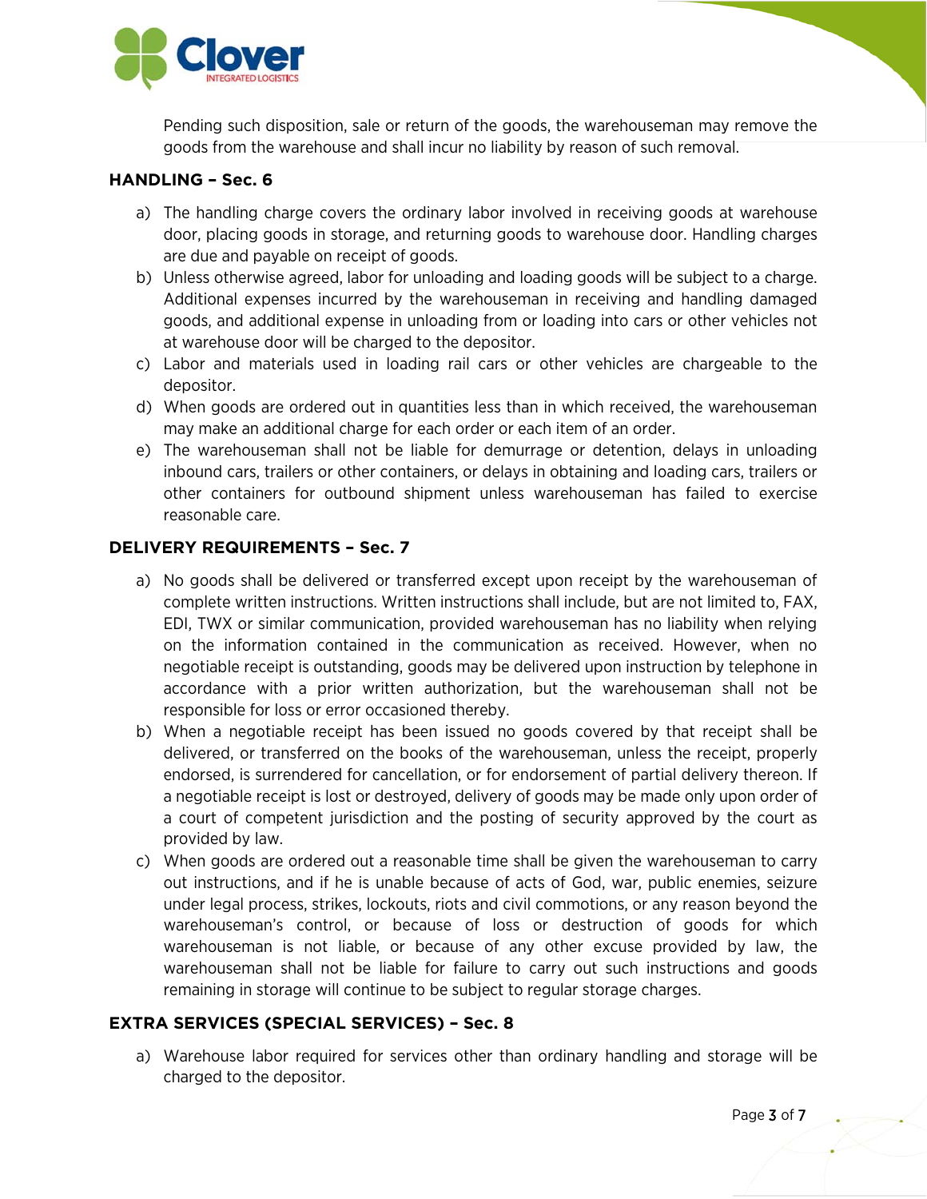Pending such disposition, sale or return of the goods, the warehouseman may remove the goods from the warehouse and shall incur no liability by reason of such removal.

## HANDLING – Sec. 6

a) The handling charge covers the ordinary labor involved in receiving goods at warehouse door, placing goods in storage, and returning goods to warehouse door. Handling charges are due and payable on receipt of goods.
b) Unless otherwise agreed, labor for unloading and loading goods will be subject to a charge. Additional expenses incurred by the warehouseman in receiving and handling damaged goods, and additional expense in unloading from or loading into cars or other vehicles not at warehouse door will be charged to the depositor.
c) Labor and materials used in loading rail cars or other vehicles are chargeable to the depositor.
d) When goods are ordered out in quantities less than in which received, the warehouseman may make an additional charge for each order or each item of an order.
e) The warehouseman shall not be liable for demurrage or detention, delays in unloading inbound cars, trailers or other containers, or delays in obtaining and loading cars, trailers or other containers for outbound shipment unless warehouseman has failed to exercise reasonable care.

## DELIVERY REQUIREMENTS – Sec. 7

a) No goods shall be delivered or transferred except upon receipt by the warehouseman of complete written instructions. Written instructions shall include, but are not limited to, FAX, EDI, TWX or similar communication, provided warehouseman has no liability when relying on the information contained in the communication as received. However, when no negotiable receipt is outstanding, goods may be delivered upon instruction by telephone in accordance with a prior written authorization, but the warehouseman shall not be responsible for loss or error occasioned thereby.
b) When a negotiable receipt has been issued no goods covered by that receipt shall be delivered, or transferred on the books of the warehouseman, unless the receipt, properly endorsed, is surrendered for cancellation, or for endorsement of partial delivery thereon. If a negotiable receipt is lost or destroyed, delivery of goods may be made only upon order of a court of competent jurisdiction and the posting of security approved by the court as provided by law.
c) When goods are ordered out a reasonable time shall be given the warehouseman to carry out instructions, and if he is unable because of acts of God, war, public enemies, seizure under legal process, strikes, lockouts, riots and civil commotions, or any reason beyond the warehouseman's control, or because of loss or destruction of goods for which warehouseman is not liable, or because of any other excuse provided by law, the warehouseman shall not be liable for failure to carry out such instructions and goods remaining in storage will continue to be subject to regular storage charges.

## EXTRA SERVICES (SPECIAL SERVICES) – Sec. 8

a) Warehouse labor required for services other than ordinary handling and storage will be charged to the depositor.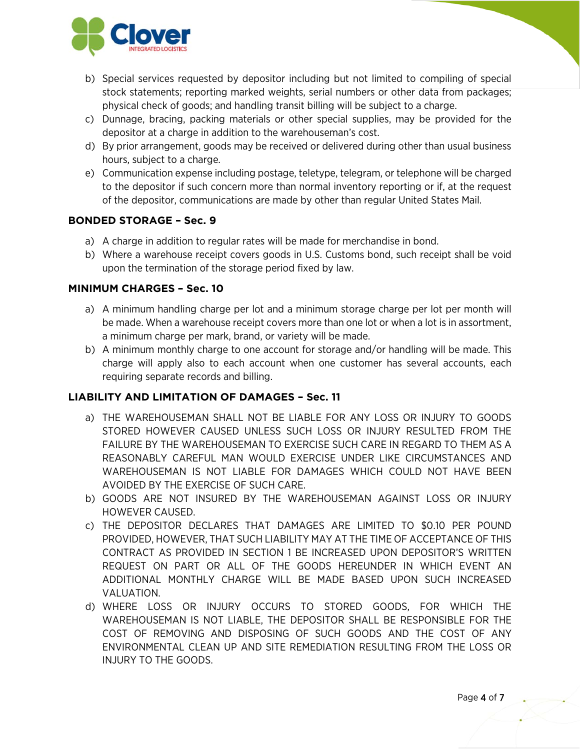b) Special services requested by depositor including but not limited to compiling of special stock statements; reporting marked weights, serial numbers or other data from packages; physical check of goods; and handling transit billing will be subject to a charge.
c) Dunnage, bracing, packing materials or other special supplies, may be provided for the depositor at a charge in addition to the warehouseman's cost.
d) By prior arrangement, goods may be received or delivered during other than usual business hours, subject to a charge.
e) Communication expense including postage, teletype, telegram, or telephone will be charged to the depositor if such concern more than normal inventory reporting or if, at the request of the depositor, communications are made by other than regular United States Mail.

### BONDED STORAGE – Sec. 9

a) A charge in addition to regular rates will be made for merchandise in bond.
b) Where a warehouse receipt covers goods in U.S. Customs bond, such receipt shall be void upon the termination of the storage period fixed by law.

### MINIMUM CHARGES – Sec. 10

a) A minimum handling charge per lot and a minimum storage charge per lot per month will be made. When a warehouse receipt covers more than one lot or when a lot is in assortment, a minimum charge per mark, brand, or variety will be made.
b) A minimum monthly charge to one account for storage and/or handling will be made. This charge will apply also to each account when one customer has several accounts, each requiring separate records and billing.

### LIABILITY AND LIMITATION OF DAMAGES – Sec. 11

a) THE WAREHOUSEMAN SHALL NOT BE LIABLE FOR ANY LOSS OR INJURY TO GOODS STORED HOWEVER CAUSED UNLESS SUCH LOSS OR INJURY RESULTED FROM THE FAILURE BY THE WAREHOUSEMAN TO EXERCISE SUCH CARE IN REGARD TO THEM AS A REASONABLY CAREFUL MAN WOULD EXERCISE UNDER LIKE CIRCUMSTANCES AND WAREHOUSEMAN IS NOT LIABLE FOR DAMAGES WHICH COULD NOT HAVE BEEN AVOIDED BY THE EXERCISE OF SUCH CARE.
b) GOODS ARE NOT INSURED BY THE WAREHOUSEMAN AGAINST LOSS OR INJURY HOWEVER CAUSED.
c) THE DEPOSITOR DECLARES THAT DAMAGES ARE LIMITED TO $0.10 PER POUND PROVIDED, HOWEVER, THAT SUCH LIABILITY MAY AT THE TIME OF ACCEPTANCE OF THIS CONTRACT AS PROVIDED IN SECTION 1 BE INCREASED UPON DEPOSITOR'S WRITTEN REQUEST ON PART OR ALL OF THE GOODS HEREUNDER IN WHICH EVENT AN ADDITIONAL MONTHLY CHARGE WILL BE MADE BASED UPON SUCH INCREASED VALUATION.
d) WHERE LOSS OR INJURY OCCURS TO STORED GOODS, FOR WHICH THE WAREHOUSEMAN IS NOT LIABLE, THE DEPOSITOR SHALL BE RESPONSIBLE FOR THE COST OF REMOVING AND DISPOSING OF SUCH GOODS AND THE COST OF ANY ENVIRONMENTAL CLEAN UP AND SITE REMEDIATION RESULTING FROM THE LOSS OR INJURY TO THE GOODS.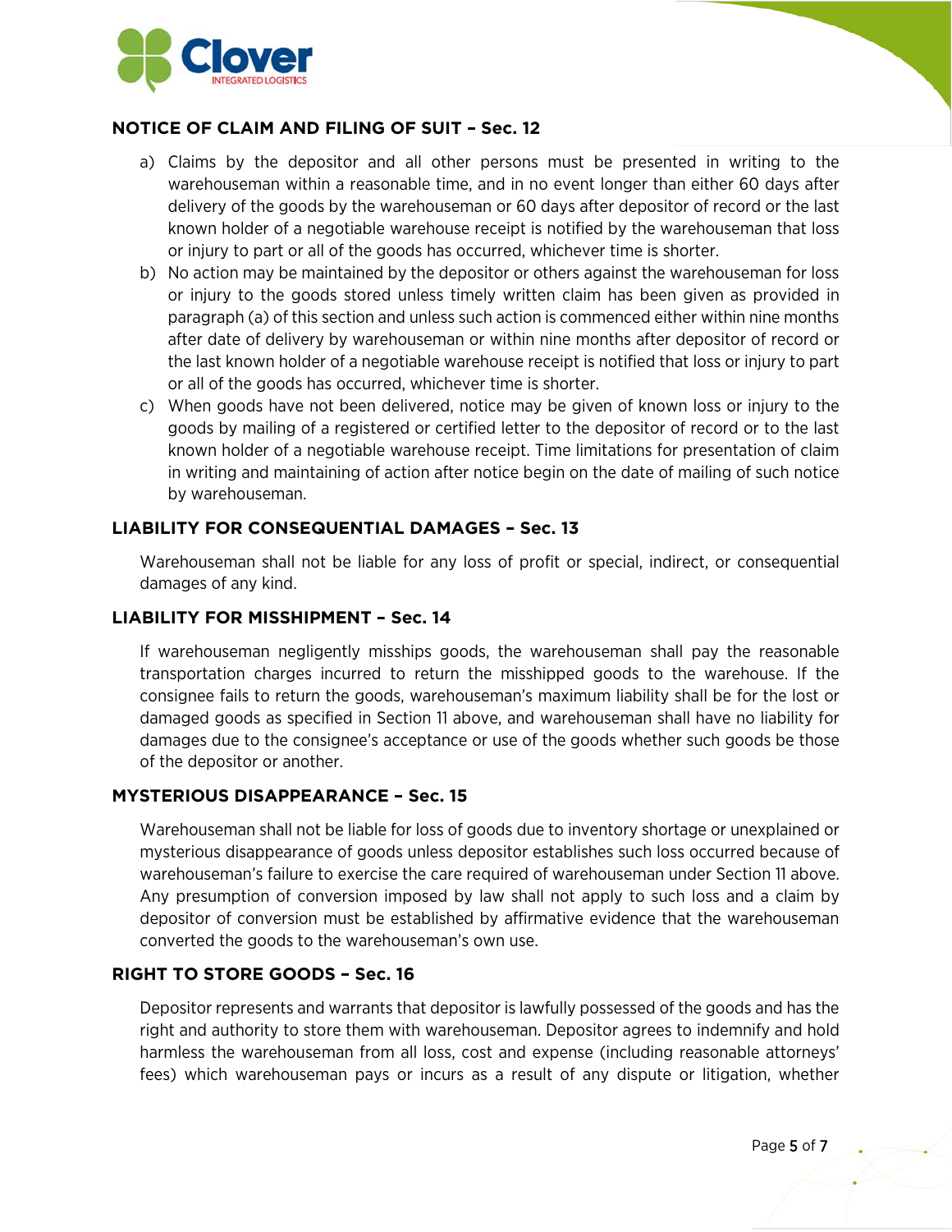## NOTICE OF CLAIM AND FILING OF SUIT – Sec. 12

a) Claims by the depositor and all other persons must be presented in writing to the warehouseman within a reasonable time, and in no event longer than either 60 days after delivery of the goods by the warehouseman or 60 days after depositor of record or the last known holder of a negotiable warehouse receipt is notified by the warehouseman that loss or injury to part or all of the goods has occurred, whichever time is shorter.

b) No action may be maintained by the depositor or others against the warehouseman for loss or injury to the goods stored unless timely written claim has been given as provided in paragraph (a) of this section and unless such action is commenced either within nine months after date of delivery by warehouseman or within nine months after depositor of record or the last known holder of a negotiable warehouse receipt is notified that loss or injury to part or all of the goods has occurred, whichever time is shorter.

c) When goods have not been delivered, notice may be given of known loss or injury to the goods by mailing of a registered or certified letter to the depositor of record or to the last known holder of a negotiable warehouse receipt. Time limitations for presentation of claim in writing and maintaining of action after notice begin on the date of mailing of such notice by warehouseman.

## LIABILITY FOR CONSEQUENTIAL DAMAGES – Sec. 13

Warehouseman shall not be liable for any loss of profit or special, indirect, or consequential damages of any kind.

## LIABILITY FOR MISSHIPMENT – Sec. 14

If warehouseman negligently misships goods, the warehouseman shall pay the reasonable transportation charges incurred to return the misshipped goods to the warehouse. If the consignee fails to return the goods, warehouseman's maximum liability shall be for the lost or damaged goods as specified in Section 11 above, and warehouseman shall have no liability for damages due to the consignee's acceptance or use of the goods whether such goods be those of the depositor or another.

## MYSTERIOUS DISAPPEARANCE – Sec. 15

Warehouseman shall not be liable for loss of goods due to inventory shortage or unexplained or mysterious disappearance of goods unless depositor establishes such loss occurred because of warehouseman's failure to exercise the care required of warehouseman under Section 11 above. Any presumption of conversion imposed by law shall not apply to such loss and a claim by depositor of conversion must be established by affirmative evidence that the warehouseman converted the goods to the warehouseman's own use.

## RIGHT TO STORE GOODS – Sec. 16

Depositor represents and warrants that depositor is lawfully possessed of the goods and has the right and authority to store them with warehouseman. Depositor agrees to indemnify and hold harmless the warehouseman from all loss, cost and expense (including reasonable attorneys' fees) which warehouseman pays or incurs as a result of any dispute or litigation, whether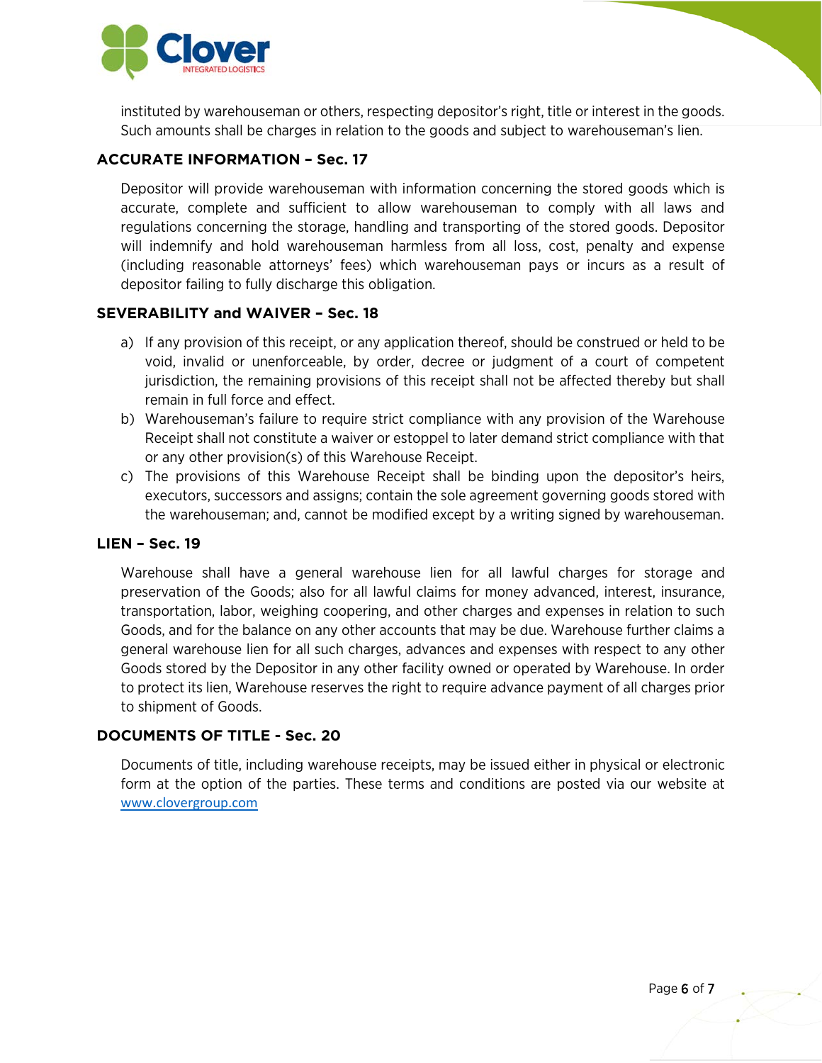instituted by warehouseman or others, respecting depositor's right, title or interest in the goods. Such amounts shall be charges in relation to the goods and subject to warehouseman's lien.

## ACCURATE INFORMATION – Sec. 17

Depositor will provide warehouseman with information concerning the stored goods which is accurate, complete and sufficient to allow warehouseman to comply with all laws and regulations concerning the storage, handling and transporting of the stored goods. Depositor will indemnify and hold warehouseman harmless from all loss, cost, penalty and expense (including reasonable attorneys' fees) which warehouseman pays or incurs as a result of depositor failing to fully discharge this obligation.

## SEVERABILITY and WAIVER – Sec. 18

a) If any provision of this receipt, or any application thereof, should be construed or held to be void, invalid or unenforceable, by order, decree or judgment of a court of competent jurisdiction, the remaining provisions of this receipt shall not be affected thereby but shall remain in full force and effect.
b) Warehouseman's failure to require strict compliance with any provision of the Warehouse Receipt shall not constitute a waiver or estoppel to later demand strict compliance with that or any other provision(s) of this Warehouse Receipt.
c) The provisions of this Warehouse Receipt shall be binding upon the depositor's heirs, executors, successors and assigns; contain the sole agreement governing goods stored with the warehouseman; and, cannot be modified except by a writing signed by warehouseman.

## LIEN – Sec. 19

Warehouse shall have a general warehouse lien for all lawful charges for storage and preservation of the Goods; also for all lawful claims for money advanced, interest, insurance, transportation, labor, weighing coopering, and other charges and expenses in relation to such Goods, and for the balance on any other accounts that may be due. Warehouse further claims a general warehouse lien for all such charges, advances and expenses with respect to any other Goods stored by the Depositor in any other facility owned or operated by Warehouse. In order to protect its lien, Warehouse reserves the right to require advance payment of all charges prior to shipment of Goods.

## DOCUMENTS OF TITLE - Sec. 20

Documents of title, including warehouse receipts, may be issued either in physical or electronic form at the option of the parties. These terms and conditions are posted via our website at www.clovergroup.com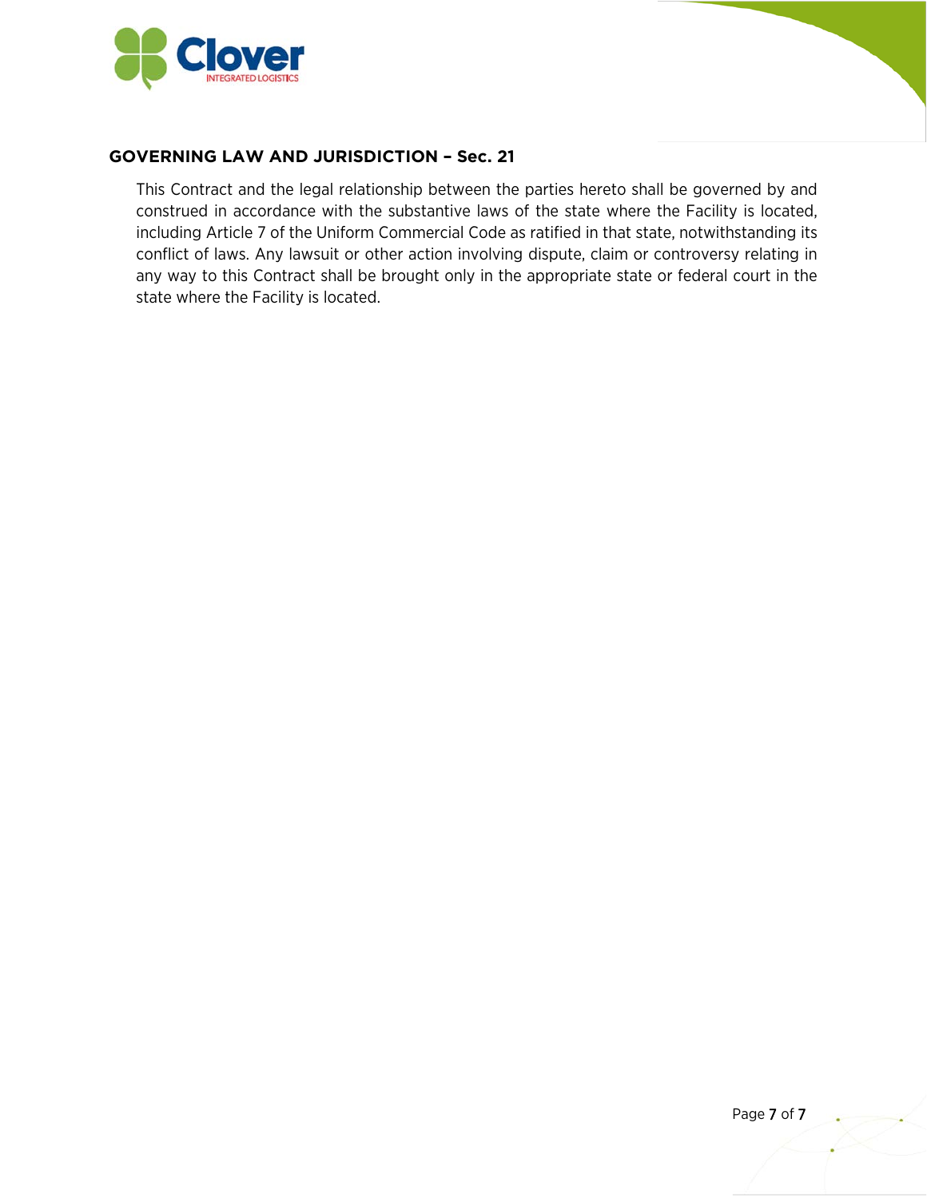## GOVERNING LAW AND JURISDICTION – Sec. 21

This Contract and the legal relationship between the parties hereto shall be governed by and construed in accordance with the substantive laws of the state where the Facility is located, including Article 7 of the Uniform Commercial Code as ratified in that state, notwithstanding its conflict of laws. Any lawsuit or other action involving dispute, claim or controversy relating in any way to this Contract shall be brought only in the appropriate state or federal court in the state where the Facility is located.